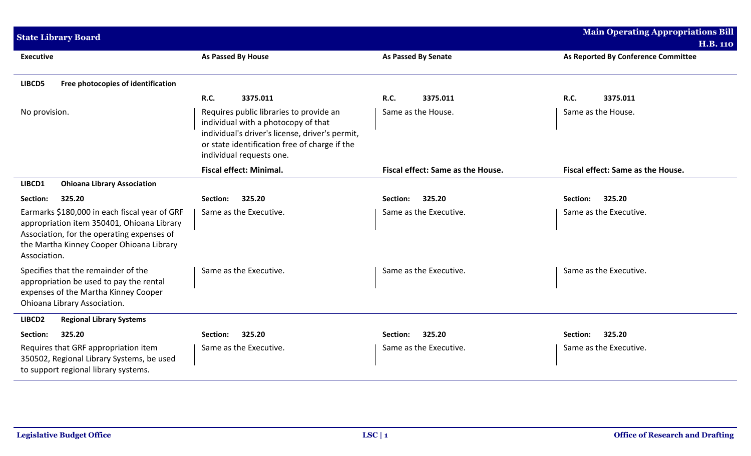## State Library Board

**Main Operating Appropriations Bill H.B. 110**

| Executive | As Passed By House | As Passed By Senate | As Reported By Conference Committee |
|---|---|---|---|
| **LIBCD5 Free photocopies of identification** | | | |
| | **R.C. 3375.011** | **R.C. 3375.011** | **R.C. 3375.011** |
| No provision. | Requires public libraries to provide an individual with a photocopy of that individual's driver's license, driver's permit, or state identification free of charge if the individual requests one. | Same as the House. | Same as the House. |
| | **Fiscal effect: Minimal.** | **Fiscal effect: Same as the House.** | **Fiscal effect: Same as the House.** |
| **LIBCD1 Ohioana Library Association** | | | |
| **Section: 325.20** | **Section: 325.20** | **Section: 325.20** | **Section: 325.20** |
| Earmarks $180,000 in each fiscal year of GRF appropriation item 350401, Ohioana Library Association, for the operating expenses of the Martha Kinney Cooper Ohioana Library Association. | Same as the Executive. | Same as the Executive. | Same as the Executive. |
| Specifies that the remainder of the appropriation be used to pay the rental expenses of the Martha Kinney Cooper Ohioana Library Association. | Same as the Executive. | Same as the Executive. | Same as the Executive. |
| **LIBCD2 Regional Library Systems** | | | |
| **Section: 325.20** | **Section: 325.20** | **Section: 325.20** | **Section: 325.20** |
| Requires that GRF appropriation item 350502, Regional Library Systems, be used to support regional library systems. | Same as the Executive. | Same as the Executive. | Same as the Executive. |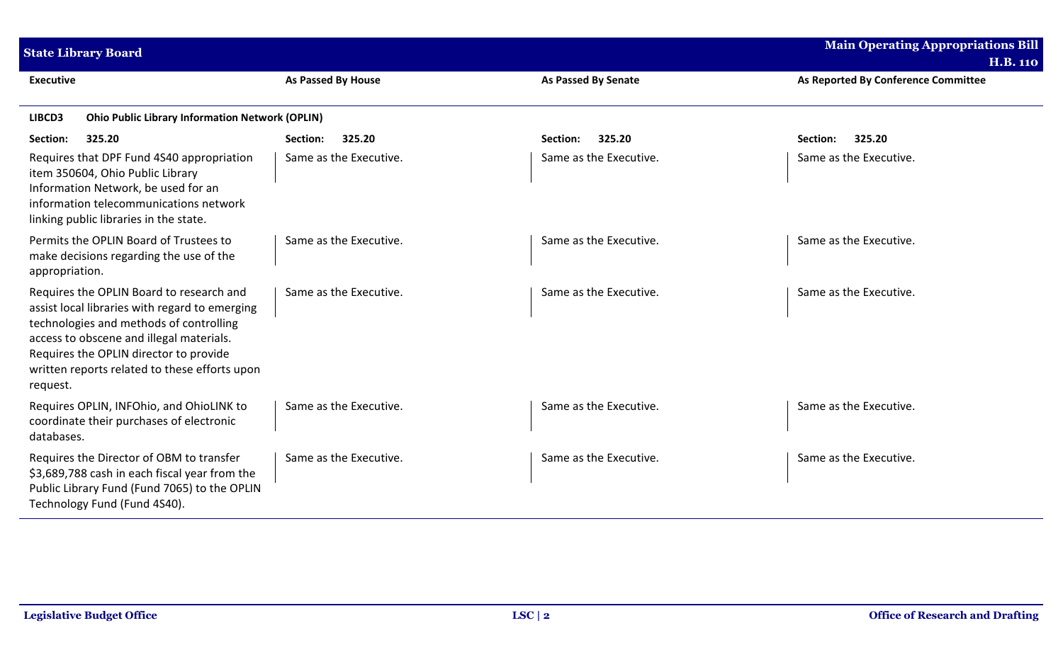| Executive | As Passed By House | As Passed By Senate | As Reported By Conference Committee |
|---|---|---|---|
| **LIBCD3 Ohio Public Library Information Network (OPLIN)** | | | |
| **Section: 325.20** | **Section: 325.20** | **Section: 325.20** | **Section: 325.20** |
| Requires that DPF Fund 4S40 appropriation item 350604, Ohio Public Library Information Network, be used for an information telecommunications network linking public libraries in the state. | Same as the Executive. | Same as the Executive. | Same as the Executive. |
| Permits the OPLIN Board of Trustees to make decisions regarding the use of the appropriation. | Same as the Executive. | Same as the Executive. | Same as the Executive. |
| Requires the OPLIN Board to research and assist local libraries with regard to emerging technologies and methods of controlling access to obscene and illegal materials. Requires the OPLIN director to provide written reports related to these efforts upon request. | Same as the Executive. | Same as the Executive. | Same as the Executive. |
| Requires OPLIN, INFOhio, and OhioLINK to coordinate their purchases of electronic databases. | Same as the Executive. | Same as the Executive. | Same as the Executive. |
| Requires the Director of OBM to transfer $3,689,788 cash in each fiscal year from the Public Library Fund (Fund 7065) to the OPLIN Technology Fund (Fund 4S40). | Same as the Executive. | Same as the Executive. | Same as the Executive. |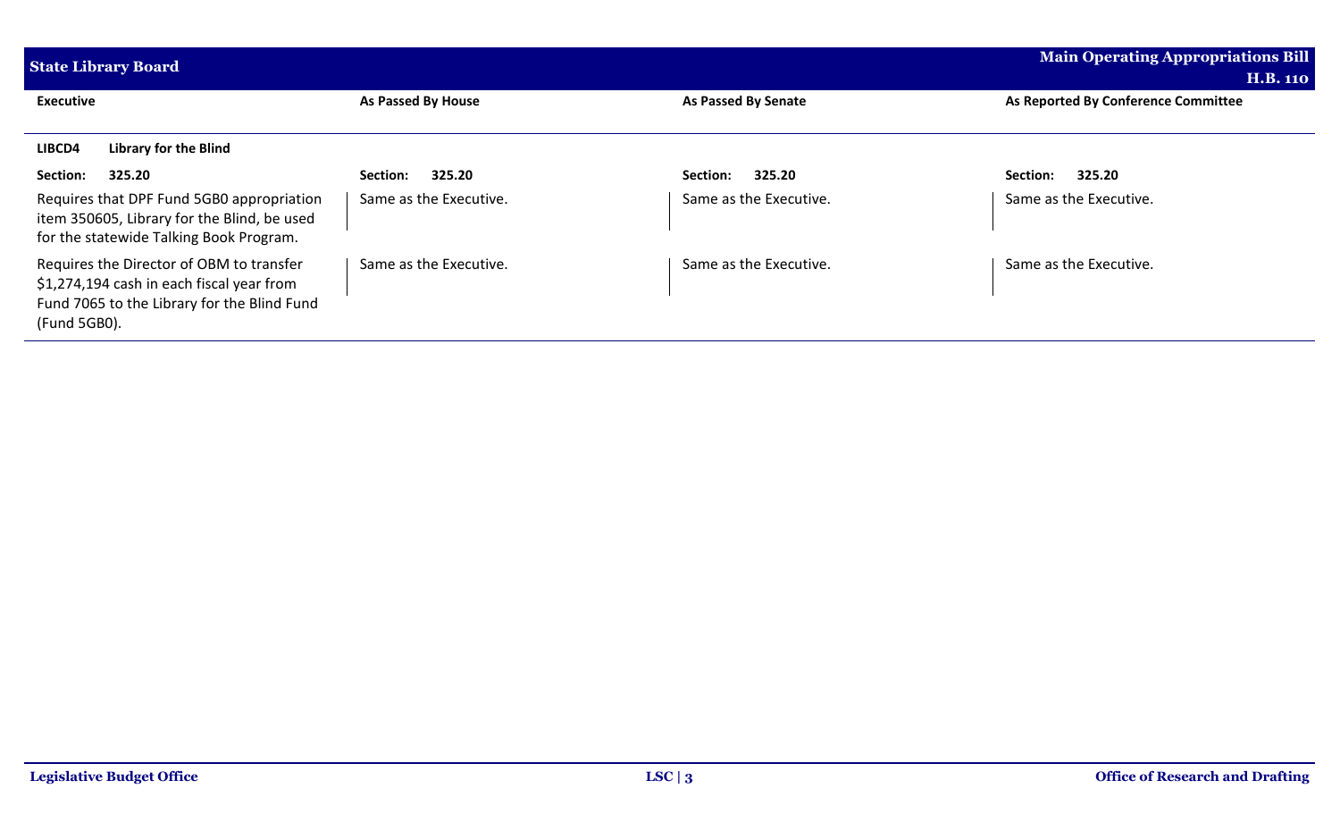| Executive | As Passed By House | As Passed By Senate | As Reported By Conference Committee |
|---|---|---|---|
| **LIBCD4 Library for the Blind** | | | |
| **Section: 325.20** | **Section: 325.20** | **Section: 325.20** | **Section: 325.20** |
| Requires that DPF Fund 5GB0 appropriation item 350605, Library for the Blind, be used for the statewide Talking Book Program. | Same as the Executive. | Same as the Executive. | Same as the Executive. |
| Requires the Director of OBM to transfer $1,274,194 cash in each fiscal year from Fund 7065 to the Library for the Blind Fund (Fund 5GB0). | Same as the Executive. | Same as the Executive. | Same as the Executive. |